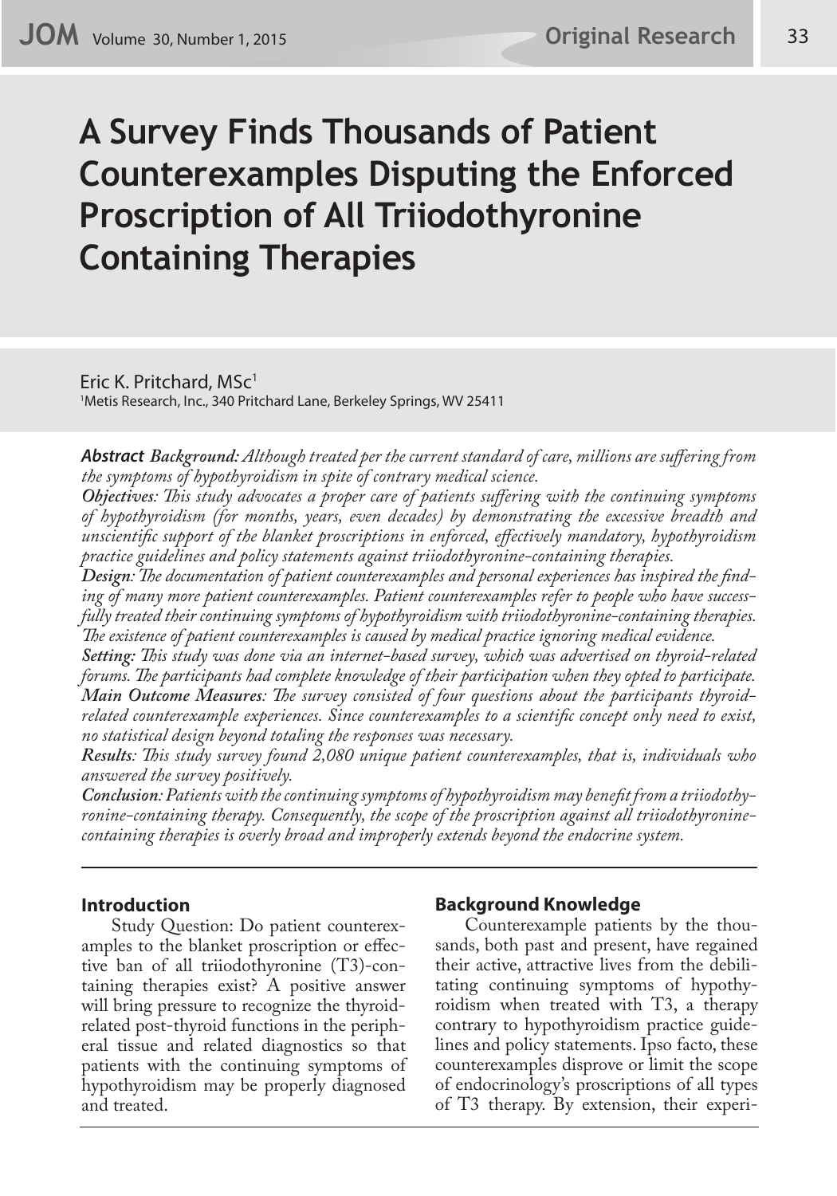# A Survey Finds Thousands of Patient Counterexamples Disputing the Enforced Proscription of All Triiodothyronine Containing Therapies

Eric K. Pritchard, MSc[1]

[1]Metis Research, Inc., 340 Pritchard Lane, Berkeley Springs, WV 25411

***Abstract*** ***Background:*** *Although treated per the current standard of care, millions are suffering from the symptoms of hypothyroidism in spite of contrary medical science.*

***Objectives****: This study advocates a proper care of patients suffering with the continuing symptoms of hypothyroidism (for months, years, even decades) by demonstrating the excessive breadth and unscientific support of the blanket proscriptions in enforced, effectively mandatory, hypothyroidism practice guidelines and policy statements against triiodothyronine-containing therapies.*

***Design****: The documentation of patient counterexamples and personal experiences has inspired the finding of many more patient counterexamples. Patient counterexamples refer to people who have successfully treated their continuing symptoms of hypothyroidism with triiodothyronine-containing therapies. The existence of patient counterexamples is caused by medical practice ignoring medical evidence.*

***Setting:*** *This study was done via an internet-based survey, which was advertised on thyroid-related forums. The participants had complete knowledge of their participation when they opted to participate.*

***Main Outcome Measures****: The survey consisted of four questions about the participants thyroid-related counterexample experiences. Since counterexamples to a scientific concept only need to exist, no statistical design beyond totaling the responses was necessary.*

***Results****: This study survey found 2,080 unique patient counterexamples, that is, individuals who answered the survey positively.*

***Conclusion****: Patients with the continuing symptoms of hypothyroidism may benefit from a triiodothyronine-containing therapy. Consequently, the scope of the proscription against all triiodothyronine-containing therapies is overly broad and improperly extends beyond the endocrine system.*

## Introduction

Study Question: Do patient counterexamples to the blanket proscription or effective ban of all triiodothyronine (T3)-containing therapies exist? A positive answer will bring pressure to recognize the thyroid-related post-thyroid functions in the peripheral tissue and related diagnostics so that patients with the continuing symptoms of hypothyroidism may be properly diagnosed and treated.

## Background Knowledge

Counterexample patients by the thousands, both past and present, have regained their active, attractive lives from the debilitating continuing symptoms of hypothyroidism when treated with T3, a therapy contrary to hypothyroidism practice guidelines and policy statements. Ipso facto, these counterexamples disprove or limit the scope of endocrinology's proscriptions of all types of T3 therapy. By extension, their experi-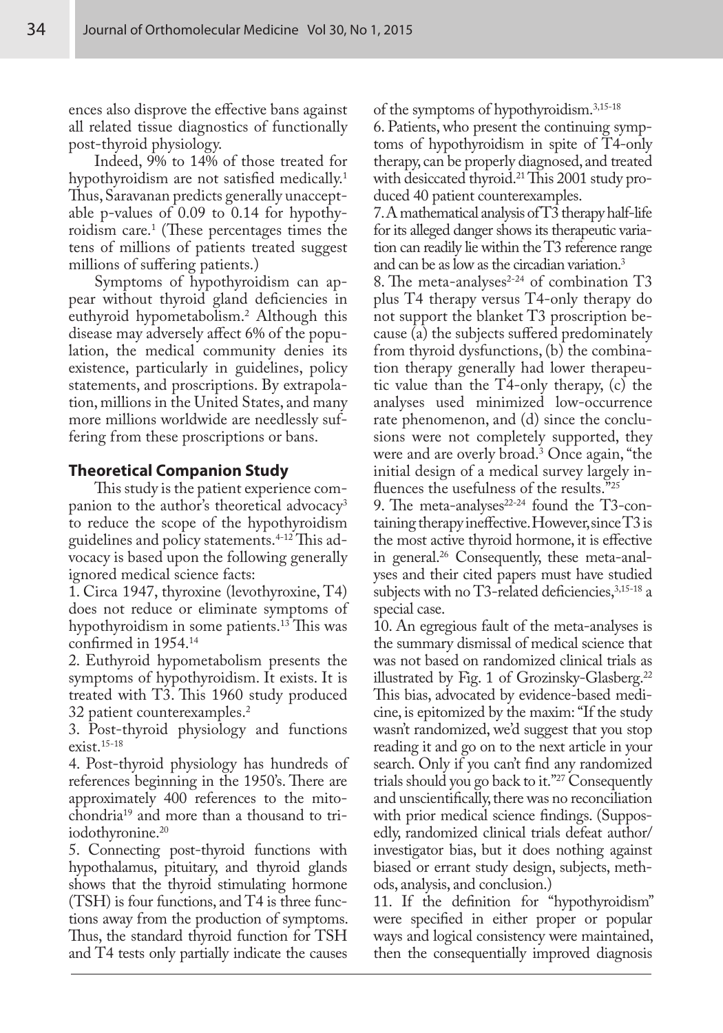ences also disprove the effective bans against all related tissue diagnostics of functionally post-thyroid physiology.

Indeed, 9% to 14% of those treated for hypothyroidism are not satisfied medically.[1] Thus, Saravanan predicts generally unacceptable p-values of 0.09 to 0.14 for hypothyroidism care.[1] (These percentages times the tens of millions of patients treated suggest millions of suffering patients.)

Symptoms of hypothyroidism can appear without thyroid gland deficiencies in euthyroid hypometabolism.[2] Although this disease may adversely affect 6% of the population, the medical community denies its existence, particularly in guidelines, policy statements, and proscriptions. By extrapolation, millions in the United States, and many more millions worldwide are needlessly suffering from these proscriptions or bans.

### Theoretical Companion Study

This study is the patient experience companion to the author's theoretical advocacy[3] to reduce the scope of the hypothyroidism guidelines and policy statements.[4-12] This advocacy is based upon the following generally ignored medical science facts:

1. Circa 1947, thyroxine (levothyroxine, T4) does not reduce or eliminate symptoms of hypothyroidism in some patients.[13] This was confirmed in 1954.[14]
2. Euthyroid hypometabolism presents the symptoms of hypothyroidism. It exists. It is treated with T3. This 1960 study produced 32 patient counterexamples.[2]
3. Post-thyroid physiology and functions exist.[15-18]
4. Post-thyroid physiology has hundreds of references beginning in the 1950's. There are approximately 400 references to the mitochondria[19] and more than a thousand to triiodothyronine.[20]
5. Connecting post-thyroid functions with hypothalamus, pituitary, and thyroid glands shows that the thyroid stimulating hormone (TSH) is four functions, and T4 is three functions away from the production of symptoms. Thus, the standard thyroid function for TSH and T4 tests only partially indicate the causes of the symptoms of hypothyroidism.[3,15-18]
6. Patients, who present the continuing symptoms of hypothyroidism in spite of T4-only therapy, can be properly diagnosed, and treated with desiccated thyroid.[21] This 2001 study produced 40 patient counterexamples.
7. A mathematical analysis of T3 therapy half-life for its alleged danger shows its therapeutic variation can readily lie within the T3 reference range and can be as low as the circadian variation.[3]
8. The meta-analyses[2-24] of combination T3 plus T4 therapy versus T4-only therapy do not support the blanket T3 proscription because (a) the subjects suffered predominately from thyroid dysfunctions, (b) the combination therapy generally had lower therapeutic value than the T4-only therapy, (c) the analyses used minimized low-occurrence rate phenomenon, and (d) since the conclusions were not completely supported, they were and are overly broad.[3] Once again, "the initial design of a medical survey largely influences the usefulness of the results."[25]
9. The meta-analyses[22-24] found the T3-containing therapy ineffective. However, since T3 is the most active thyroid hormone, it is effective in general.[26] Consequently, these meta-analyses and their cited papers must have studied subjects with no T3-related deficiencies,[3,15-18] a special case.
10. An egregious fault of the meta-analyses is the summary dismissal of medical science that was not based on randomized clinical trials as illustrated by Fig. 1 of Grozinsky-Glasberg.[22] This bias, advocated by evidence-based medicine, is epitomized by the maxim: "If the study wasn't randomized, we'd suggest that you stop reading it and go on to the next article in your search. Only if you can't find any randomized trials should you go back to it."[27] Consequently and unscientifically, there was no reconciliation with prior medical science findings. (Supposedly, randomized clinical trials defeat author/investigator bias, but it does nothing against biased or errant study design, subjects, methods, analysis, and conclusion.)
11. If the definition for "hypothyroidism" were specified in either proper or popular ways and logical consistency were maintained, then the consequentially improved diagnosis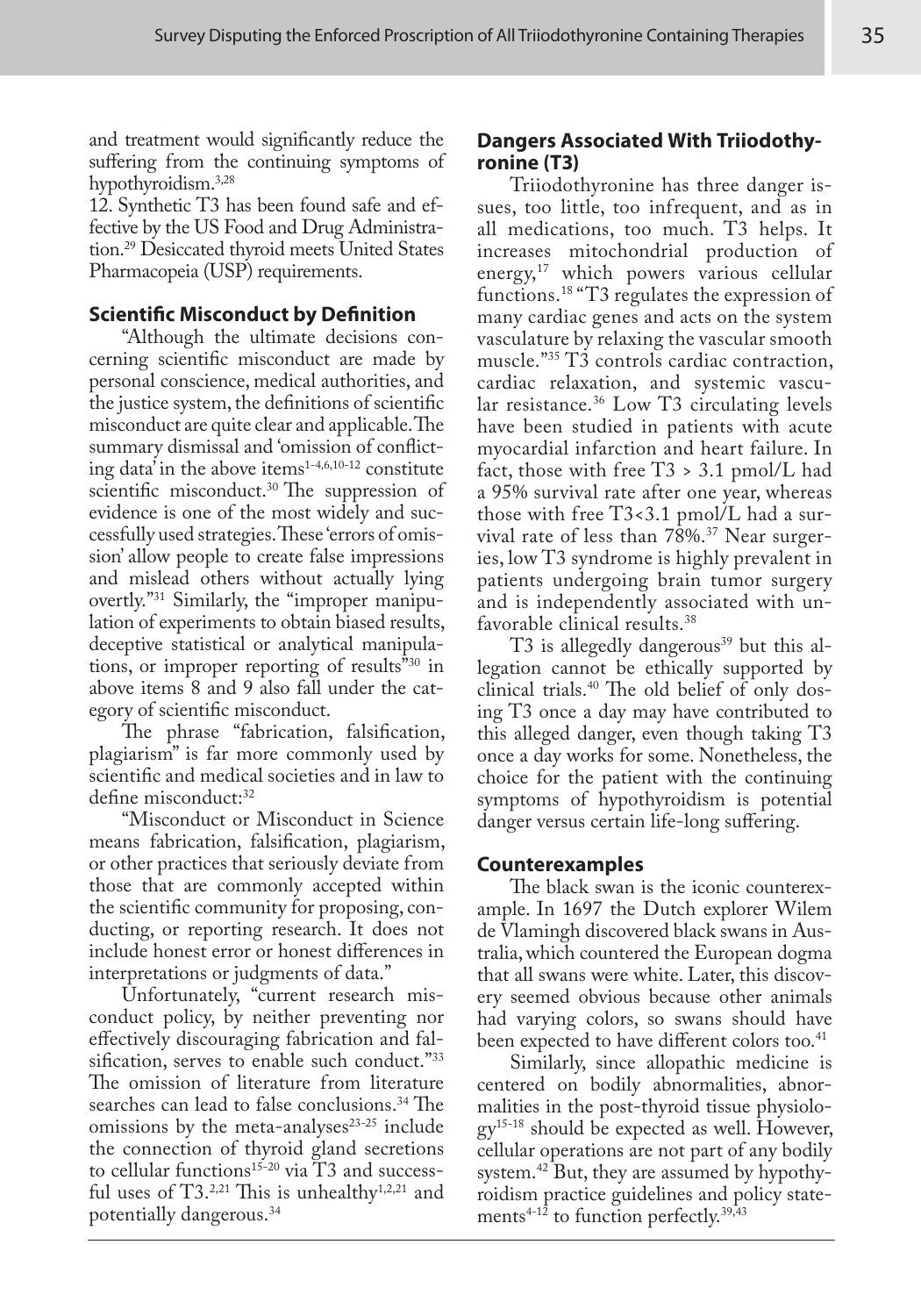and treatment would significantly reduce the suffering from the continuing symptoms of hypothyroidism.[3,28]

12. Synthetic T3 has been found safe and effective by the US Food and Drug Administration.[29] Desiccated thyroid meets United States Pharmacopeia (USP) requirements.

## Scientific Misconduct by Definition

"Although the ultimate decisions concerning scientific misconduct are made by personal conscience, medical authorities, and the justice system, the definitions of scientific misconduct are quite clear and applicable. The summary dismissal and 'omission of conflicting data' in the above items[1-4,6,10-12] constitute scientific misconduct.[30] The suppression of evidence is one of the most widely and successfully used strategies. These 'errors of omission' allow people to create false impressions and mislead others without actually lying overtly."[31] Similarly, the "improper manipulation of experiments to obtain biased results, deceptive statistical or analytical manipulations, or improper reporting of results"[30] in above items 8 and 9 also fall under the category of scientific misconduct.

The phrase "fabrication, falsification, plagiarism" is far more commonly used by scientific and medical societies and in law to define misconduct:[32]

"Misconduct or Misconduct in Science means fabrication, falsification, plagiarism, or other practices that seriously deviate from those that are commonly accepted within the scientific community for proposing, conducting, or reporting research. It does not include honest error or honest differences in interpretations or judgments of data."

Unfortunately, "current research misconduct policy, by neither preventing nor effectively discouraging fabrication and falsification, serves to enable such conduct."[33] The omission of literature from literature searches can lead to false conclusions.[34] The omissions by the meta-analyses[23-25] include the connection of thyroid gland secretions to cellular functions[15-20] via T3 and successful uses of T3.[2,21] This is unhealthy[1,2,21] and potentially dangerous.[34]

## Dangers Associated With Triiodothyronine (T3)

Triiodothyronine has three danger issues, too little, too infrequent, and as in all medications, too much. T3 helps. It increases mitochondrial production of energy,[17] which powers various cellular functions.[18] "T3 regulates the expression of many cardiac genes and acts on the system vasculature by relaxing the vascular smooth muscle."[35] T3 controls cardiac contraction, cardiac relaxation, and systemic vascular resistance.[36] Low T3 circulating levels have been studied in patients with acute myocardial infarction and heart failure. In fact, those with free T3 > 3.1 pmol/L had a 95% survival rate after one year, whereas those with free T3<3.1 pmol/L had a survival rate of less than 78%.[37] Near surgeries, low T3 syndrome is highly prevalent in patients undergoing brain tumor surgery and is independently associated with unfavorable clinical results.[38]

T3 is allegedly dangerous[39] but this allegation cannot be ethically supported by clinical trials.[40] The old belief of only dosing T3 once a day may have contributed to this alleged danger, even though taking T3 once a day works for some. Nonetheless, the choice for the patient with the continuing symptoms of hypothyroidism is potential danger versus certain life-long suffering.

## Counterexamples

The black swan is the iconic counterexample. In 1697 the Dutch explorer Wilem de Vlamingh discovered black swans in Australia, which countered the European dogma that all swans were white. Later, this discovery seemed obvious because other animals had varying colors, so swans should have been expected to have different colors too.[41]

Similarly, since allopathic medicine is centered on bodily abnormalities, abnormalities in the post-thyroid tissue physiology[15-18] should be expected as well. However, cellular operations are not part of any bodily system.[42] But, they are assumed by hypothyroidism practice guidelines and policy statements[4-12] to function perfectly.[39,43]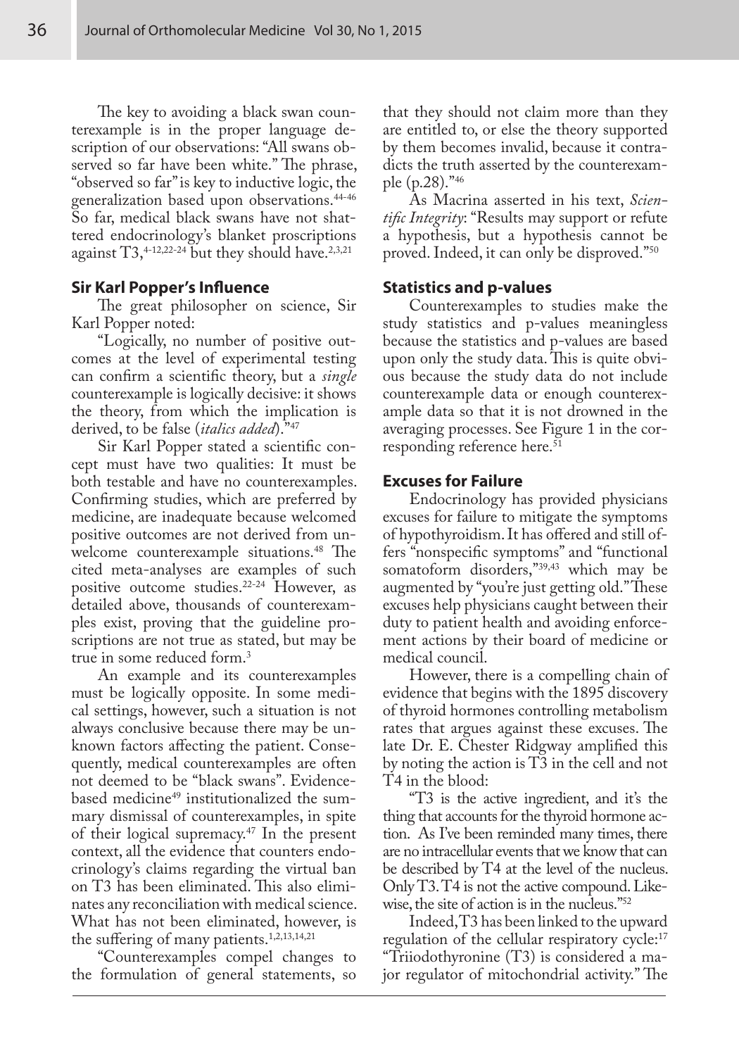The key to avoiding a black swan counterexample is in the proper language description of our observations: "All swans observed so far have been white." The phrase, "observed so far" is key to inductive logic, the generalization based upon observations.[44-46] So far, medical black swans have not shattered endocrinology's blanket proscriptions against T3,[4-12,22-24] but they should have.[2,3,21]

## Sir Karl Popper's Influence

The great philosopher on science, Sir Karl Popper noted:

"Logically, no number of positive outcomes at the level of experimental testing can confirm a scientific theory, but a *single* counterexample is logically decisive: it shows the theory, from which the implication is derived, to be false (*italics added*)."[47]

Sir Karl Popper stated a scientific concept must have two qualities: It must be both testable and have no counterexamples. Confirming studies, which are preferred by medicine, are inadequate because welcomed positive outcomes are not derived from unwelcome counterexample situations.[48] The cited meta-analyses are examples of such positive outcome studies.[22-24] However, as detailed above, thousands of counterexamples exist, proving that the guideline proscriptions are not true as stated, but may be true in some reduced form.[3]

An example and its counterexamples must be logically opposite. In some medical settings, however, such a situation is not always conclusive because there may be unknown factors affecting the patient. Consequently, medical counterexamples are often not deemed to be "black swans". Evidence-based medicine[49] institutionalized the summary dismissal of counterexamples, in spite of their logical supremacy.[47] In the present context, all the evidence that counters endocrinology's claims regarding the virtual ban on T3 has been eliminated. This also eliminates any reconciliation with medical science. What has not been eliminated, however, is the suffering of many patients.[1,2,13,14,21]

"Counterexamples compel changes to the formulation of general statements, so that they should not claim more than they are entitled to, or else the theory supported by them becomes invalid, because it contradicts the truth asserted by the counterexample (p.28)."[46]

As Macrina asserted in his text, *Scientific Integrity*: "Results may support or refute a hypothesis, but a hypothesis cannot be proved. Indeed, it can only be disproved."[50]

## Statistics and p-values

Counterexamples to studies make the study statistics and p-values meaningless because the statistics and p-values are based upon only the study data. This is quite obvious because the study data do not include counterexample data or enough counterexample data so that it is not drowned in the averaging processes. See Figure 1 in the corresponding reference here.[51]

## Excuses for Failure

Endocrinology has provided physicians excuses for failure to mitigate the symptoms of hypothyroidism. It has offered and still offers "nonspecific symptoms" and "functional somatoform disorders,"[39,43] which may be augmented by "you're just getting old." These excuses help physicians caught between their duty to patient health and avoiding enforcement actions by their board of medicine or medical council.

However, there is a compelling chain of evidence that begins with the 1895 discovery of thyroid hormones controlling metabolism rates that argues against these excuses. The late Dr. E. Chester Ridgway amplified this by noting the action is T3 in the cell and not T4 in the blood:

"T3 is the active ingredient, and it's the thing that accounts for the thyroid hormone action. As I've been reminded many times, there are no intracellular events that we know that can be described by T4 at the level of the nucleus. Only T3. T4 is not the active compound. Likewise, the site of action is in the nucleus."[52]

Indeed, T3 has been linked to the upward regulation of the cellular respiratory cycle:[17] "Triiodothyronine (T3) is considered a major regulator of mitochondrial activity." The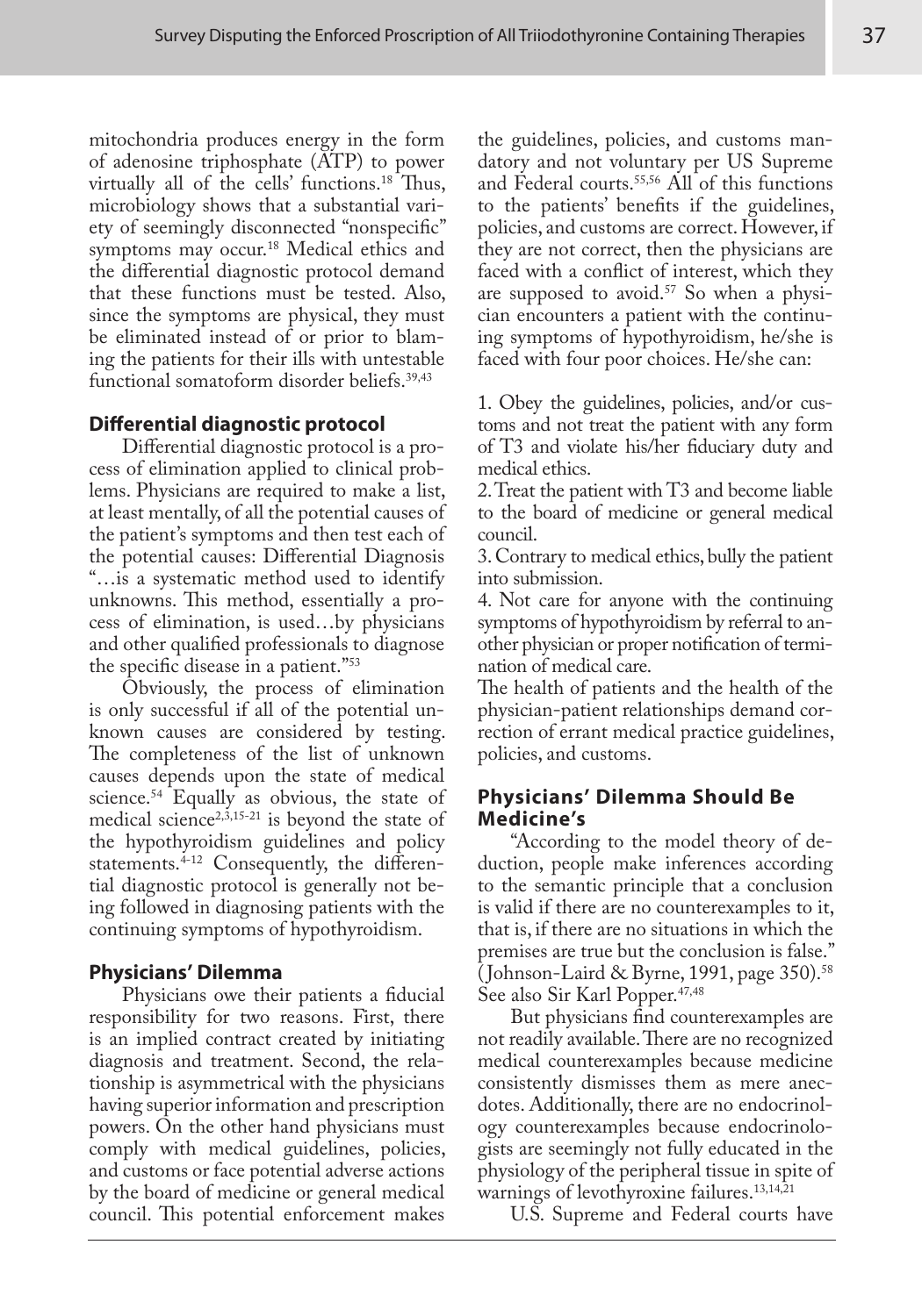mitochondria produces energy in the form of adenosine triphosphate (ATP) to power virtually all of the cells' functions.[18] Thus, microbiology shows that a substantial variety of seemingly disconnected "nonspecific" symptoms may occur.[18] Medical ethics and the differential diagnostic protocol demand that these functions must be tested. Also, since the symptoms are physical, they must be eliminated instead of or prior to blaming the patients for their ills with untestable functional somatoform disorder beliefs.[39,43]

### Differential diagnostic protocol

Differential diagnostic protocol is a process of elimination applied to clinical problems. Physicians are required to make a list, at least mentally, of all the potential causes of the patient's symptoms and then test each of the potential causes: Differential Diagnosis "…is a systematic method used to identify unknowns. This method, essentially a process of elimination, is used…by physicians and other qualified professionals to diagnose the specific disease in a patient."[53]

Obviously, the process of elimination is only successful if all of the potential unknown causes are considered by testing. The completeness of the list of unknown causes depends upon the state of medical science.[54] Equally as obvious, the state of medical science[2,3,15-21] is beyond the state of the hypothyroidism guidelines and policy statements.[4-12] Consequently, the differential diagnostic protocol is generally not being followed in diagnosing patients with the continuing symptoms of hypothyroidism.

### Physicians' Dilemma

Physicians owe their patients a fiducial responsibility for two reasons. First, there is an implied contract created by initiating diagnosis and treatment. Second, the relationship is asymmetrical with the physicians having superior information and prescription powers. On the other hand physicians must comply with medical guidelines, policies, and customs or face potential adverse actions by the board of medicine or general medical council. This potential enforcement makes the guidelines, policies, and customs mandatory and not voluntary per US Supreme and Federal courts.[55,56] All of this functions to the patients' benefits if the guidelines, policies, and customs are correct. However, if they are not correct, then the physicians are faced with a conflict of interest, which they are supposed to avoid.[57] So when a physician encounters a patient with the continuing symptoms of hypothyroidism, he/she is faced with four poor choices. He/she can:

1. Obey the guidelines, policies, and/or customs and not treat the patient with any form of T3 and violate his/her fiduciary duty and medical ethics.
2. Treat the patient with T3 and become liable to the board of medicine or general medical council.
3. Contrary to medical ethics, bully the patient into submission.
4. Not care for anyone with the continuing symptoms of hypothyroidism by referral to another physician or proper notification of termination of medical care.

The health of patients and the health of the physician-patient relationships demand correction of errant medical practice guidelines, policies, and customs.

## Physicians' Dilemma Should Be Medicine's

"According to the model theory of deduction, people make inferences according to the semantic principle that a conclusion is valid if there are no counterexamples to it, that is, if there are no situations in which the premises are true but the conclusion is false." (Johnson-Laird & Byrne, 1991, page 350).[58] See also Sir Karl Popper.[47,48]

But physicians find counterexamples are not readily available. There are no recognized medical counterexamples because medicine consistently dismisses them as mere anecdotes. Additionally, there are no endocrinology counterexamples because endocrinologists are seemingly not fully educated in the physiology of the peripheral tissue in spite of warnings of levothyroxine failures.[13,14,21]

U.S. Supreme and Federal courts have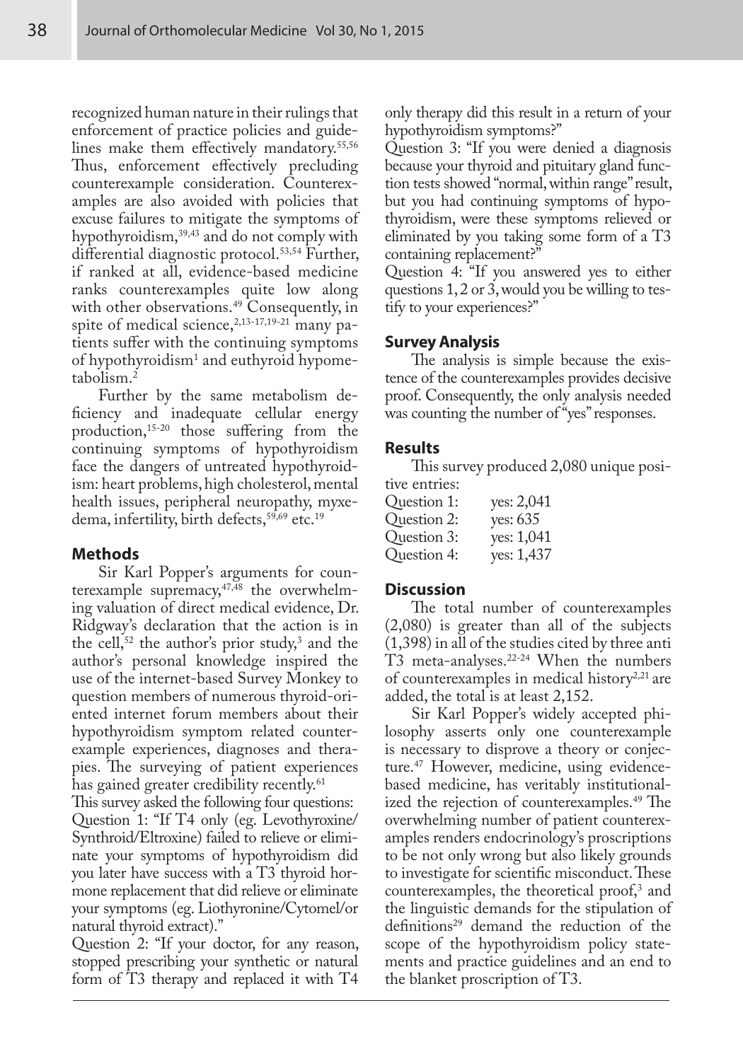recognized human nature in their rulings that enforcement of practice policies and guidelines make them effectively mandatory.[55,56] Thus, enforcement effectively precluding counterexample consideration. Counterexamples are also avoided with policies that excuse failures to mitigate the symptoms of hypothyroidism,[39,43] and do not comply with differential diagnostic protocol.[53,54] Further, if ranked at all, evidence-based medicine ranks counterexamples quite low along with other observations.[49] Consequently, in spite of medical science,[2,13-17,19-21] many patients suffer with the continuing symptoms of hypothyroidism[1] and euthyroid hypometabolism.[2]

Further by the same metabolism deficiency and inadequate cellular energy production,[15-20] those suffering from the continuing symptoms of hypothyroidism face the dangers of untreated hypothyroidism: heart problems, high cholesterol, mental health issues, peripheral neuropathy, myxedema, infertility, birth defects,[59,69] etc.[19]

## Methods

Sir Karl Popper's arguments for counterexample supremacy,[47,48] the overwhelming valuation of direct medical evidence, Dr. Ridgway's declaration that the action is in the cell,[52] the author's prior study,[3] and the author's personal knowledge inspired the use of the internet-based Survey Monkey to question members of numerous thyroid-oriented internet forum members about their hypothyroidism symptom related counterexample experiences, diagnoses and therapies. The surveying of patient experiences has gained greater credibility recently.[61]

This survey asked the following four questions:

Question 1: "If T4 only (eg. Levothyroxine/ Synthroid/Eltroxine) failed to relieve or eliminate your symptoms of hypothyroidism did you later have success with a T3 thyroid hormone replacement that did relieve or eliminate your symptoms (eg. Liothyronine/Cytomel/or natural thyroid extract)."

Question 2: "If your doctor, for any reason, stopped prescribing your synthetic or natural form of T3 therapy and replaced it with T4 only therapy did this result in a return of your hypothyroidism symptoms?"

Question 3: "If you were denied a diagnosis because your thyroid and pituitary gland function tests showed "normal, within range" result, but you had continuing symptoms of hypothyroidism, were these symptoms relieved or eliminated by you taking some form of a T3 containing replacement?"

Question 4: "If you answered yes to either questions 1, 2 or 3, would you be willing to testify to your experiences?"

## Survey Analysis

The analysis is simple because the existence of the counterexamples provides decisive proof. Consequently, the only analysis needed was counting the number of "yes" responses.

## Results

This survey produced 2,080 unique positive entries:

| | |
|---|---|
| Question 1: | yes: 2,041 |
| Question 2: | yes: 635 |
| Question 3: | yes: 1,041 |
| Question 4: | yes: 1,437 |

## Discussion

The total number of counterexamples (2,080) is greater than all of the subjects (1,398) in all of the studies cited by three anti T3 meta-analyses.[22-24] When the numbers of counterexamples in medical history[2,21] are added, the total is at least 2,152.

Sir Karl Popper's widely accepted philosophy asserts only one counterexample is necessary to disprove a theory or conjecture.[47] However, medicine, using evidence-based medicine, has veritably institutionalized the rejection of counterexamples.[49] The overwhelming number of patient counterexamples renders endocrinology's proscriptions to be not only wrong but also likely grounds to investigate for scientific misconduct. These counterexamples, the theoretical proof,[3] and the linguistic demands for the stipulation of definitions[29] demand the reduction of the scope of the hypothyroidism policy statements and practice guidelines and an end to the blanket proscription of T3.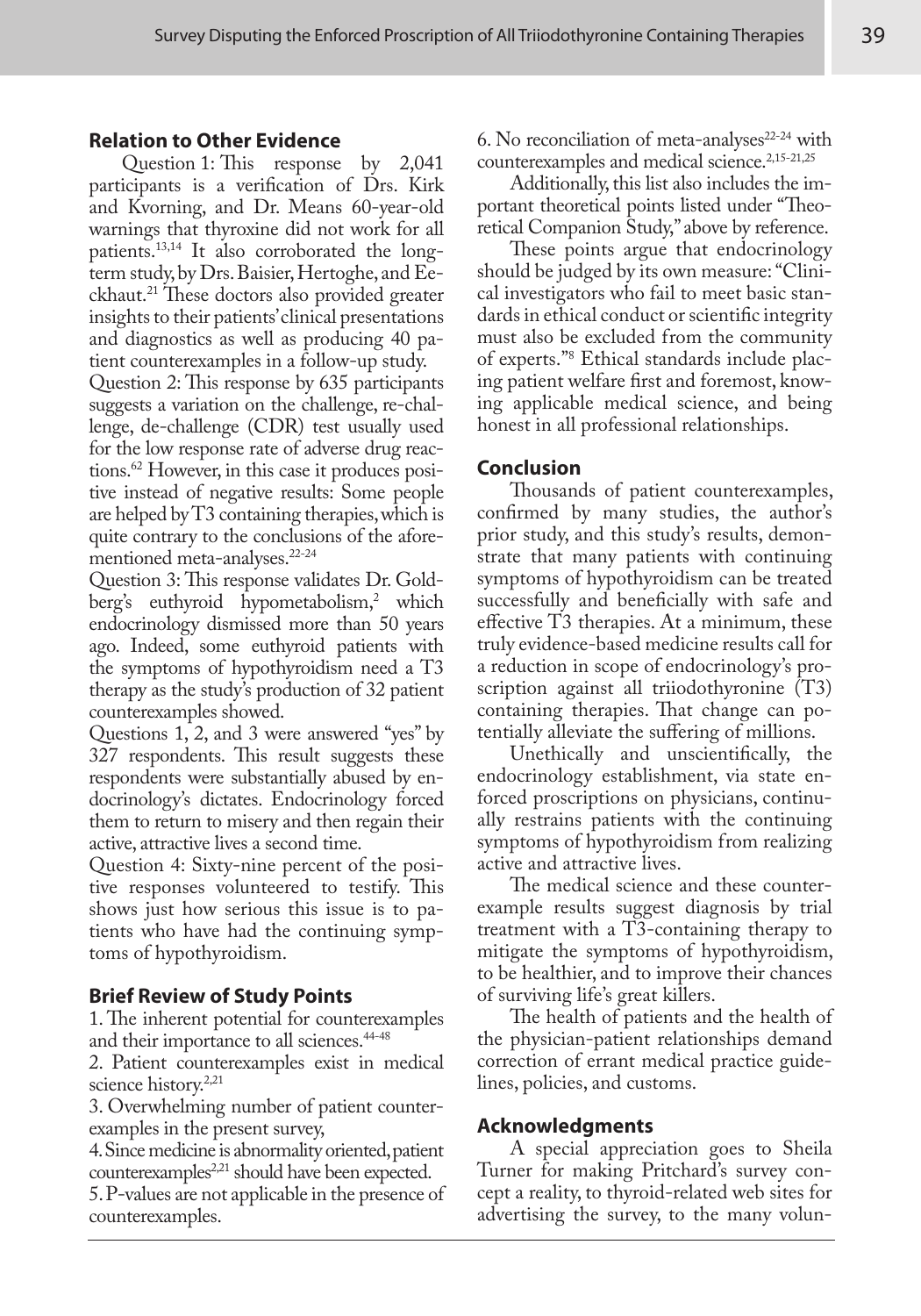## Relation to Other Evidence

Question 1: This response by 2,041 participants is a verification of Drs. Kirk and Kvorning, and Dr. Means 60-year-old warnings that thyroxine did not work for all patients.[13,14] It also corroborated the long-term study, by Drs. Baisier, Hertoghe, and Eeckhaut.[21] These doctors also provided greater insights to their patients' clinical presentations and diagnostics as well as producing 40 patient counterexamples in a follow-up study.

Question 2: This response by 635 participants suggests a variation on the challenge, re-challenge, de-challenge (CDR) test usually used for the low response rate of adverse drug reactions.[62] However, in this case it produces positive instead of negative results: Some people are helped by T3 containing therapies, which is quite contrary to the conclusions of the aforementioned meta-analyses.[22-24]

Question 3: This response validates Dr. Goldberg's euthyroid hypometabolism,[2] which endocrinology dismissed more than 50 years ago. Indeed, some euthyroid patients with the symptoms of hypothyroidism need a T3 therapy as the study's production of 32 patient counterexamples showed.

Questions 1, 2, and 3 were answered "yes" by 327 respondents. This result suggests these respondents were substantially abused by endocrinology's dictates. Endocrinology forced them to return to misery and then regain their active, attractive lives a second time.

Question 4: Sixty-nine percent of the positive responses volunteered to testify. This shows just how serious this issue is to patients who have had the continuing symptoms of hypothyroidism.

## Brief Review of Study Points

1. The inherent potential for counterexamples and their importance to all sciences.[44-48]
2. Patient counterexamples exist in medical science history.[2,21]
3. Overwhelming number of patient counterexamples in the present survey,
4. Since medicine is abnormality oriented, patient counterexamples[2,21] should have been expected.
5. P-values are not applicable in the presence of counterexamples.
6. No reconciliation of meta-analyses[22-24] with counterexamples and medical science.[2,15-21,25]

Additionally, this list also includes the important theoretical points listed under "Theoretical Companion Study," above by reference.

These points argue that endocrinology should be judged by its own measure: "Clinical investigators who fail to meet basic standards in ethical conduct or scientific integrity must also be excluded from the community of experts."[8] Ethical standards include placing patient welfare first and foremost, knowing applicable medical science, and being honest in all professional relationships.

## Conclusion

Thousands of patient counterexamples, confirmed by many studies, the author's prior study, and this study's results, demonstrate that many patients with continuing symptoms of hypothyroidism can be treated successfully and beneficially with safe and effective T3 therapies. At a minimum, these truly evidence-based medicine results call for a reduction in scope of endocrinology's proscription against all triiodothyronine (T3) containing therapies. That change can potentially alleviate the suffering of millions.

Unethically and unscientifically, the endocrinology establishment, via state enforced proscriptions on physicians, continually restrains patients with the continuing symptoms of hypothyroidism from realizing active and attractive lives.

The medical science and these counterexample results suggest diagnosis by trial treatment with a T3-containing therapy to mitigate the symptoms of hypothyroidism, to be healthier, and to improve their chances of surviving life's great killers.

The health of patients and the health of the physician-patient relationships demand correction of errant medical practice guidelines, policies, and customs.

## Acknowledgments

A special appreciation goes to Sheila Turner for making Pritchard's survey concept a reality, to thyroid-related web sites for advertising the survey, to the many volun-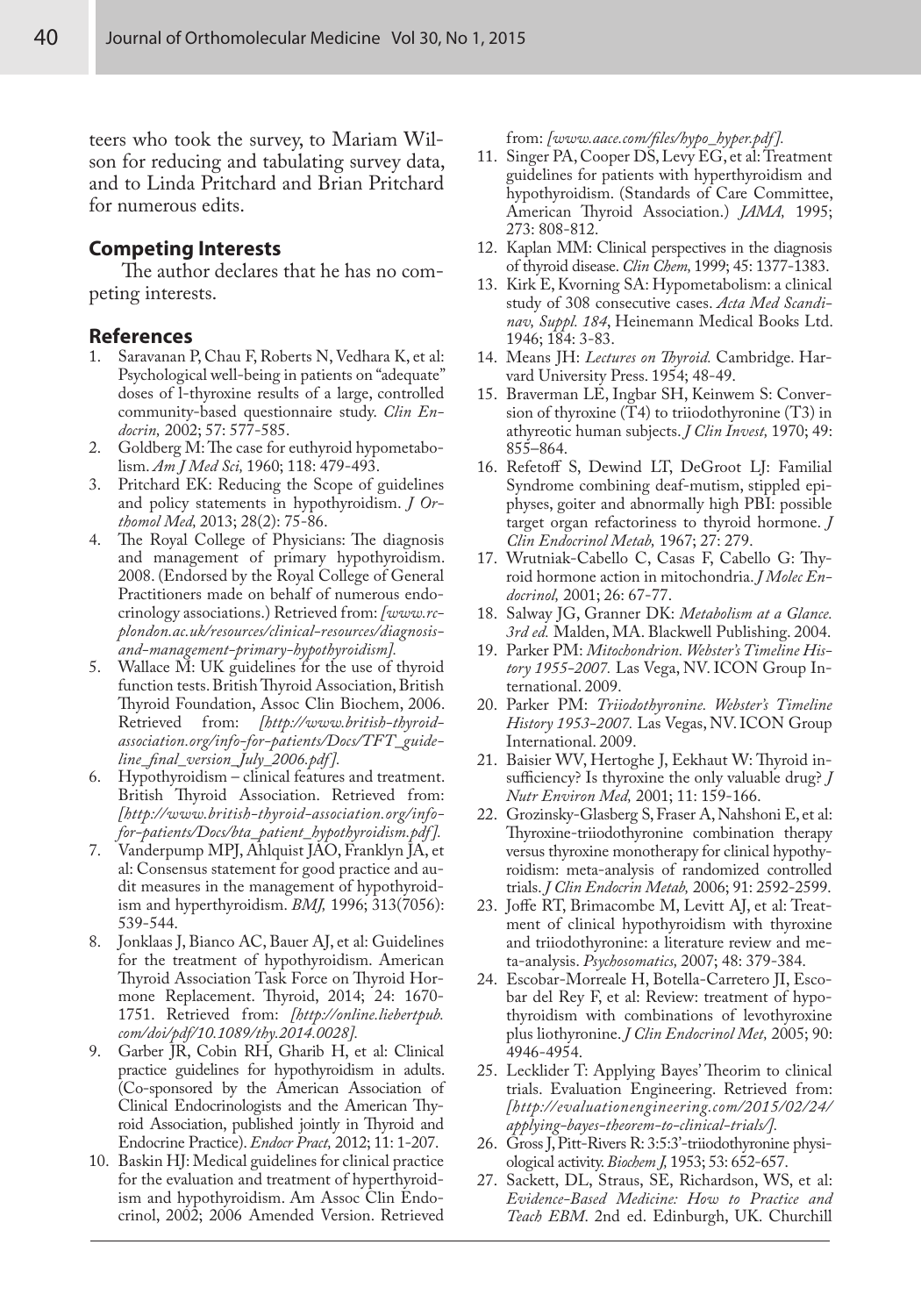teers who took the survey, to Mariam Wilson for reducing and tabulating survey data, and to Linda Pritchard and Brian Pritchard for numerous edits.

## Competing Interests

The author declares that he has no competing interests.

## References

1. Saravanan P, Chau F, Roberts N, Vedhara K, et al: Psychological well-being in patients on "adequate" doses of l-thyroxine results of a large, controlled community-based questionnaire study. *Clin Endocrin,* 2002; 57: 577-585.
2. Goldberg M: The case for euthyroid hypometabolism. *Am J Med Sci,* 1960; 118: 479-493.
3. Pritchard EK: Reducing the Scope of guidelines and policy statements in hypothyroidism. *J Orthomol Med,* 2013; 28(2): 75-86.
4. The Royal College of Physicians: The diagnosis and management of primary hypothyroidism. 2008. (Endorsed by the Royal College of General Practitioners made on behalf of numerous endocrinology associations.) Retrieved from: *[www.rcplondon.ac.uk/resources/clinical-resources/diagnosis-and-management-primary-hypothyroidism].*
5. Wallace M: UK guidelines for the use of thyroid function tests. British Thyroid Association, British Thyroid Foundation, Assoc Clin Biochem, 2006. Retrieved from: *[http://www.british-thyroid-association.org/info-for-patients/Docs/TFT_guideline_final_version_July_2006.pdf].*
6. Hypothyroidism – clinical features and treatment. British Thyroid Association. Retrieved from: *[http://www.british-thyroid-association.org/info-for-patients/Docs/bta_patient_hypothyroidism.pdf].*
7. Vanderpump MPJ, Ahlquist JAO, Franklyn JA, et al: Consensus statement for good practice and audit measures in the management of hypothyroidism and hyperthyroidism. *BMJ,* 1996; 313(7056): 539-544.
8. Jonklaas J, Bianco AC, Bauer AJ, et al: Guidelines for the treatment of hypothyroidism. American Thyroid Association Task Force on Thyroid Hormone Replacement. Thyroid, 2014; 24: 1670-1751. Retrieved from: *[http://online.liebertpub.com/doi/pdf/10.1089/thy.2014.0028].*
9. Garber JR, Cobin RH, Gharib H, et al: Clinical practice guidelines for hypothyroidism in adults. (Co-sponsored by the American Association of Clinical Endocrinologists and the American Thyroid Association, published jointly in Thyroid and Endocrine Practice). *Endocr Pract,* 2012; 11: 1-207.
10. Baskin HJ: Medical guidelines for clinical practice for the evaluation and treatment of hyperthyroidism and hypothyroidism. Am Assoc Clin Endocrinol, 2002; 2006 Amended Version. Retrieved from: *[www.aace.com/files/hypo_hyper.pdf].*
11. Singer PA, Cooper DS, Levy EG, et al: Treatment guidelines for patients with hyperthyroidism and hypothyroidism. (Standards of Care Committee, American Thyroid Association.) *JAMA,* 1995; 273: 808-812.
12. Kaplan MM: Clinical perspectives in the diagnosis of thyroid disease. *Clin Chem,* 1999; 45: 1377-1383.
13. Kirk E, Kvorning SA: Hypometabolism: a clinical study of 308 consecutive cases. *Acta Med Scandinav, Suppl. 184*, Heinemann Medical Books Ltd. 1946; 184: 3-83.
14. Means JH: *Lectures on Thyroid.* Cambridge. Harvard University Press. 1954; 48-49.
15. Braverman LE, Ingbar SH, Keinwem S: Conversion of thyroxine (T4) to triiodothyronine (T3) in athyreotic human subjects. *J Clin Invest,* 1970; 49: 855–864.
16. Refetoff S, Dewind LT, DeGroot LJ: Familial Syndrome combining deaf-mutism, stippled epiphyses, goiter and abnormally high PBI: possible target organ refactoriness to thyroid hormone. *J Clin Endocrinol Metab,* 1967; 27: 279.
17. Wrutniak-Cabello C, Casas F, Cabello G: Thyroid hormone action in mitochondria. *J Molec Endocrinol,* 2001; 26: 67-77.
18. Salway JG, Granner DK: *Metabolism at a Glance. 3rd ed.* Malden, MA. Blackwell Publishing. 2004.
19. Parker PM: *Mitochondrion. Webster's Timeline History 1955-2007.* Las Vega, NV. ICON Group International. 2009.
20. Parker PM: *Triiodothyronine. Webster's Timeline History 1953-2007.* Las Vegas, NV. ICON Group International. 2009.
21. Baisier WV, Hertoghe J, Eekhaut W: Thyroid insufficiency? Is thyroxine the only valuable drug? *J Nutr Environ Med,* 2001; 11: 159-166.
22. Grozinsky-Glasberg S, Fraser A, Nahshoni E, et al: Thyroxine-triiodothyronine combination therapy versus thyroxine monotherapy for clinical hypothyroidism: meta-analysis of randomized controlled trials. *J Clin Endocrin Metab,* 2006; 91: 2592-2599.
23. Joffe RT, Brimacombe M, Levitt AJ, et al: Treatment of clinical hypothyroidism with thyroxine and triiodothyronine: a literature review and meta-analysis. *Psychosomatics,* 2007; 48: 379-384.
24. Escobar-Morreale H, Botella-Carretero JI, Escobar del Rey F, et al: Review: treatment of hypothyroidism with combinations of levothyroxine plus liothyronine. *J Clin Endocrinol Met,* 2005; 90: 4946-4954.
25. Lecklider T: Applying Bayes' Theorim to clinical trials. Evaluation Engineering. Retrieved from: *[http://evaluationengineering.com/2015/02/24/applying-bayes-theorem-to-clinical-trials/].*
26. Gross J, Pitt-Rivers R: 3:5:3'-triiodothyronine physiological activity. *Biochem J,* 1953; 53: 652-657.
27. Sackett, DL, Straus, SE, Richardson, WS, et al: *Evidence-Based Medicine: How to Practice and Teach EBM*. 2nd ed. Edinburgh, UK. Churchill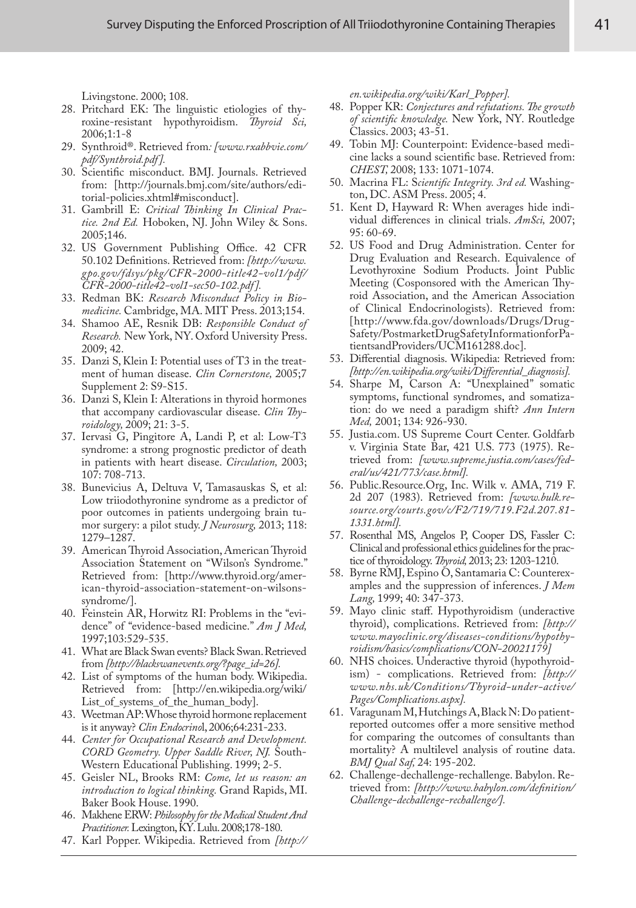Livingstone. 2000; 108.

28. Pritchard EK: The linguistic etiologies of thyroxine-resistant hypothyroidism. *Thyroid Sci,* 2006;1:1-8
29. Synthroid®. Retrieved from*: [www.rxabbvie.com/pdf/Synthroid.pdf].*
30. Scientific misconduct. BMJ. Journals. Retrieved from: [http://journals.bmj.com/site/authors/editorial-policies.xhtml#misconduct].
31. Gambrill E: *Critical Thinking In Clinical Practice. 2nd Ed.* Hoboken, NJ. John Wiley & Sons. 2005;146.
32. US Government Publishing Office. 42 CFR 50.102 Definitions. Retrieved from: *[http://www.gpo.gov/fdsys/pkg/CFR-2000-title42-vol1/pdf/CFR-2000-title42-vol1-sec50-102.pdf].*
33. Redman BK: *Research Misconduct Policy in Biomedicine.* Cambridge, MA. MIT Press. 2013;154.
34. Shamoo AE, Resnik DB: *Responsible Conduct of Research.* New York, NY. Oxford University Press. 2009; 42.
35. Danzi S, Klein I: Potential uses of T3 in the treatment of human disease. *Clin Cornerstone,* 2005;7 Supplement 2: S9-S15.
36. Danzi S, Klein I: Alterations in thyroid hormones that accompany cardiovascular disease. *Clin Thyroidology,* 2009; 21: 3-5.
37. Iervasi G, Pingitore A, Landi P, et al: Low-T3 syndrome: a strong prognostic predictor of death in patients with heart disease. *Circulation,* 2003; 107: 708-713.
38. Bunevicius A, Deltuva V, Tamasauskas S, et al: Low triiodothyronine syndrome as a predictor of poor outcomes in patients undergoing brain tumor surgery: a pilot study. *J Neurosurg,* 2013; 118: 1279–1287.
39. American Thyroid Association, American Thyroid Association Statement on "Wilson's Syndrome." Retrieved from: [http://www.thyroid.org/american-thyroid-association-statement-on-wilsons-syndrome/].
40. Feinstein AR, Horwitz RI: Problems in the "evidence" of "evidence-based medicine." *Am J Med,* 1997;103:529-535.
41. What are Black Swan events? Black Swan. Retrieved from *[http://blackswanevents.org/?page_id=26].*
42. List of symptoms of the human body. Wikipedia. Retrieved from: [http://en.wikipedia.org/wiki/List_of_systems_of_the_human_body].
43. Weetman AP: Whose thyroid hormone replacement is it anyway? *Clin Endocrino*l, 2006;64:231-233.
44. *Center for Occupational Research and Development. CORD Geometry. Upper Saddle River, NJ.* South-Western Educational Publishing. 1999; 2-5.
45. Geisler NL, Brooks RM: *Come, let us reason: an introduction to logical thinking.* Grand Rapids, MI. Baker Book House. 1990.
46. Makhene ERW: *Philosophy for the Medical Student And Practitioner.* Lexington, KY. Lulu. 2008;178-180.
47. Karl Popper. Wikipedia. Retrieved from *[http://en.wikipedia.org/wiki/Karl_Popper].*
48. Popper KR: *Conjectures and refutations. The growth of scientific knowledge.* New York, NY. Routledge Classics. 2003; 43-51.
49. Tobin MJ: Counterpoint: Evidence-based medicine lacks a sound scientific base. Retrieved from: *CHEST,* 2008; 133: 1071-1074.
50. Macrina FL: S*cientific Integrity. 3rd ed.* Washington, DC. ASM Press. 2005; 4.
51. Kent D, Hayward R: When averages hide individual differences in clinical trials. *AmSci,* 2007; 95: 60-69.
52. US Food and Drug Administration. Center for Drug Evaluation and Research. Equivalence of Levothyroxine Sodium Products. Joint Public Meeting (Cosponsored with the American Thyroid Association, and the American Association of Clinical Endocrinologists). Retrieved from: [http://www.fda.gov/downloads/Drugs/DrugSafety/PostmarketDrugSafetyInformationforPatientsandProviders/UCM161288.doc].
53. Differential diagnosis. Wikipedia: Retrieved from: *[http://en.wikipedia.org/wiki/Differential_diagnosis].*
54. Sharpe M, Carson A: "Unexplained" somatic symptoms, functional syndromes, and somatization: do we need a paradigm shift? *Ann Intern Med,* 2001; 134: 926-930.
55. Justia.com. US Supreme Court Center. Goldfarb v. Virginia State Bar, 421 U.S. 773 (1975). Retrieved from: *[www.supreme.justia.com/cases/federal/us/421/773/case.html].*
56. Public.Resource.Org, Inc. Wilk v. AMA, 719 F. 2d 207 (1983). Retrieved from: *[www.bulk.resource.org/courts.gov/c/F2/719/719.F2d.207.81-1331.html].*
57. Rosenthal MS, Angelos P, Cooper DS, Fassler C: Clinical and professional ethics guidelines for the practice of thyroidology. *Thyroid,* 2013; 23: 1203-1210.
58. Byrne RMJ, Espino O, Santamaria C: Counterexamples and the suppression of inferences. *J Mem Lang,* 1999; 40: 347-373.
59. Mayo clinic staff. Hypothyroidism (underactive thyroid), complications. Retrieved from: *[http://www.mayoclinic.org/diseases-conditions/hypothyroidism/basics/complications/CON-20021179]*
60. NHS choices. Underactive thyroid (hypothyroidism) - complications. Retrieved from: *[http://www.nhs.uk/Conditions/Thyroid-under-active/Pages/Complications.aspx].*
61. Varagunam M, Hutchings A, Black N: Do patient-reported outcomes offer a more sensitive method for comparing the outcomes of consultants than mortality? A multilevel analysis of routine data. *BMJ Qual Saf,* 24: 195-202.
62. Challenge-dechallenge-rechallenge. Babylon. Retrieved from: *[http://www.babylon.com/definition/Challenge-dechallenge-rechallenge/].*